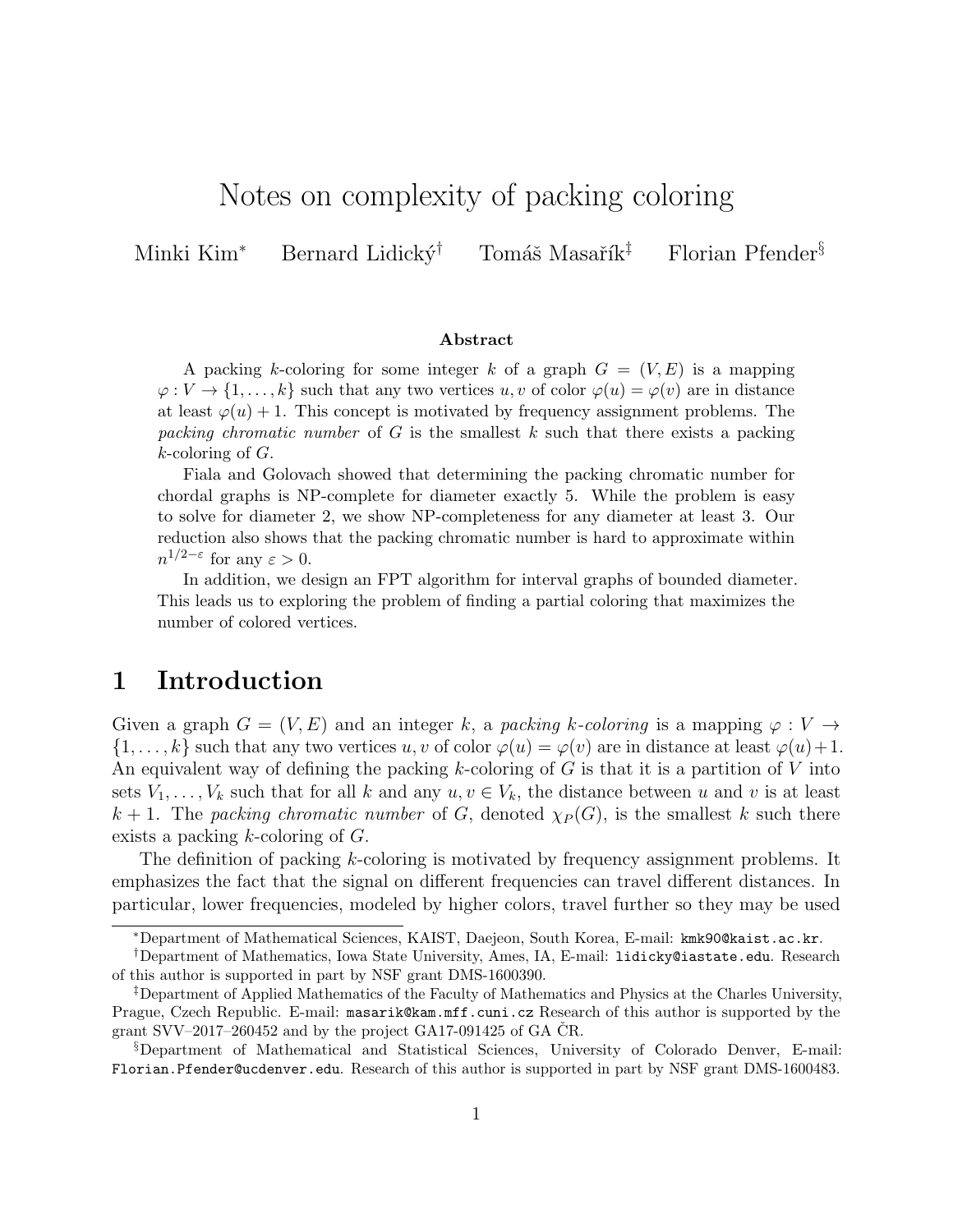# Notes on complexity of packing coloring

Minki Kim[*] Bernard Lidický[†] Tomáš Masařík[‡] Florian Pfender[§]

### Abstract

A packing $k$-coloring for some integer $k$ of a graph $G = (V, E)$ is a mapping $\varphi : V \to \{1, \ldots, k\}$ such that any two vertices $u, v$ of color $\varphi(u) = \varphi(v)$ are in distance at least $\varphi(u) + 1$. This concept is motivated by frequency assignment problems. The *packing chromatic number* of $G$ is the smallest $k$ such that there exists a packing $k$-coloring of $G$.

Fiala and Golovach showed that determining the packing chromatic number for chordal graphs is NP-complete for diameter exactly 5. While the problem is easy to solve for diameter 2, we show NP-completeness for any diameter at least 3. Our reduction also shows that the packing chromatic number is hard to approximate within $n^{1/2-\varepsilon}$ for any $\varepsilon > 0$.

In addition, we design an FPT algorithm for interval graphs of bounded diameter. This leads us to exploring the problem of finding a partial coloring that maximizes the number of colored vertices.

## 1 Introduction

Given a graph $G = (V, E)$ and an integer $k$, a *packing $k$-coloring* is a mapping $\varphi : V \to \{1, \ldots, k\}$ such that any two vertices $u, v$ of color $\varphi(u) = \varphi(v)$ are in distance at least $\varphi(u)+1$. An equivalent way of defining the packing $k$-coloring of $G$ is that it is a partition of $V$ into sets $V_1, \ldots, V_k$ such that for all $k$ and any $u, v \in V_k$, the distance between $u$ and $v$ is at least $k + 1$. The *packing chromatic number* of $G$, denoted $\chi_P(G)$, is the smallest $k$ such there exists a packing $k$-coloring of $G$.

The definition of packing $k$-coloring is motivated by frequency assignment problems. It emphasizes the fact that the signal on different frequencies can travel different distances. In particular, lower frequencies, modeled by higher colors, travel further so they may be used

---

[*]Department of Mathematical Sciences, KAIST, Daejeon, South Korea, E-mail: kmk90@kaist.ac.kr.

[†]Department of Mathematics, Iowa State University, Ames, IA, E-mail: lidicky@iastate.edu. Research of this author is supported in part by NSF grant DMS-1600390.

[‡]Department of Applied Mathematics of the Faculty of Mathematics and Physics at the Charles University, Prague, Czech Republic. E-mail: masarik@kam.mff.cuni.cz Research of this author is supported by the grant SVV–2017–260452 and by the project GA17-091425 of GA ČR.

[§]Department of Mathematical and Statistical Sciences, University of Colorado Denver, E-mail: Florian.Pfender@ucdenver.edu. Research of this author is supported in part by NSF grant DMS-1600483.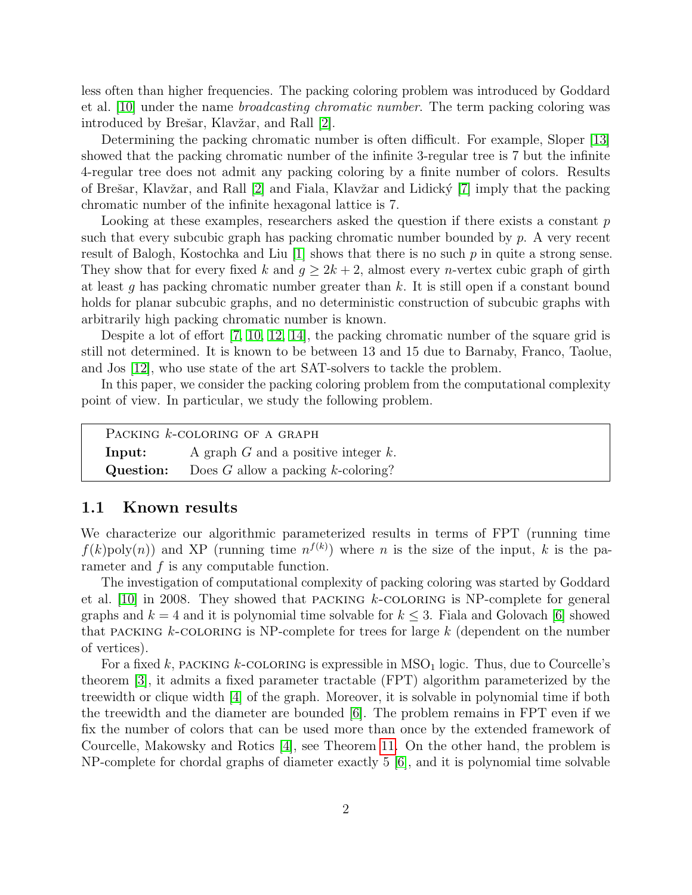less often than higher frequencies. The packing coloring problem was introduced by Goddard et al. [10] under the name *broadcasting chromatic number*. The term packing coloring was introduced by Brešar, Klavžar, and Rall [2].

Determining the packing chromatic number is often difficult. For example, Sloper [13] showed that the packing chromatic number of the infinite 3-regular tree is 7 but the infinite 4-regular tree does not admit any packing coloring by a finite number of colors. Results of Brešar, Klavžar, and Rall [2] and Fiala, Klavžar and Lidický [7] imply that the packing chromatic number of the infinite hexagonal lattice is 7.

Looking at these examples, researchers asked the question if there exists a constant $p$ such that every subcubic graph has packing chromatic number bounded by $p$. A very recent result of Balogh, Kostochka and Liu [1] shows that there is no such $p$ in quite a strong sense. They show that for every fixed $k$ and $g \geq 2k + 2$, almost every $n$-vertex cubic graph of girth at least $g$ has packing chromatic number greater than $k$. It is still open if a constant bound holds for planar subcubic graphs, and no deterministic construction of subcubic graphs with arbitrarily high packing chromatic number is known.

Despite a lot of effort [7, 10, 12, 14], the packing chromatic number of the square grid is still not determined. It is known to be between 13 and 15 due to Barnaby, Franco, Taolue, and Jos [12], who use state of the art SAT-solvers to tackle the problem.

In this paper, we consider the packing coloring problem from the computational complexity point of view. In particular, we study the following problem.

| | |
|---|---|
| Packing $k$-coloring of a graph | |
| **Input:** | A graph $G$ and a positive integer $k$. |
| **Question:** | Does $G$ allow a packing $k$-coloring? |

## 1.1 Known results

We characterize our algorithmic parameterized results in terms of FPT (running time $f(k)\text{poly}(n)$) and XP (running time $n^{f(k)}$) where $n$ is the size of the input, $k$ is the parameter and $f$ is any computable function.

The investigation of computational complexity of packing coloring was started by Goddard et al. [10] in 2008. They showed that packing $k$-coloring is NP-complete for general graphs and $k = 4$ and it is polynomial time solvable for $k \leq 3$. Fiala and Golovach [6] showed that packing $k$-coloring is NP-complete for trees for large $k$ (dependent on the number of vertices).

For a fixed $k$, packing $k$-coloring is expressible in $\text{MSO}_1$ logic. Thus, due to Courcelle's theorem [3], it admits a fixed parameter tractable (FPT) algorithm parameterized by the treewidth or clique width [4] of the graph. Moreover, it is solvable in polynomial time if both the treewidth and the diameter are bounded [6]. The problem remains in FPT even if we fix the number of colors that can be used more than once by the extended framework of Courcelle, Makowsky and Rotics [4], see Theorem 11. On the other hand, the problem is NP-complete for chordal graphs of diameter exactly 5 [6], and it is polynomial time solvable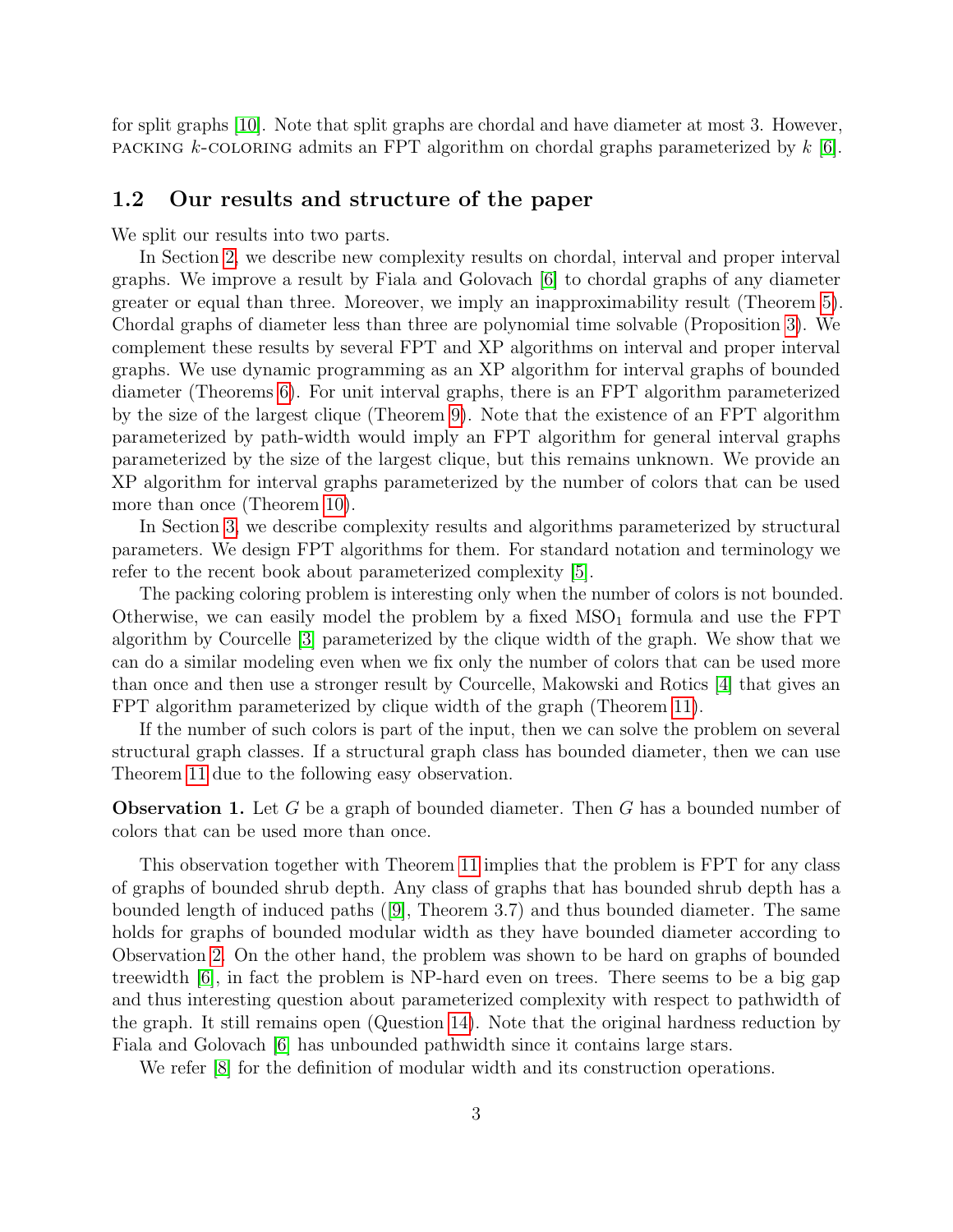for split graphs [10]. Note that split graphs are chordal and have diameter at most 3. However, PACKING $k$-COLORING admits an FPT algorithm on chordal graphs parameterized by $k$ [6].

## 1.2 Our results and structure of the paper

We split our results into two parts.

In Section 2, we describe new complexity results on chordal, interval and proper interval graphs. We improve a result by Fiala and Golovach [6] to chordal graphs of any diameter greater or equal than three. Moreover, we imply an inapproximability result (Theorem 5). Chordal graphs of diameter less than three are polynomial time solvable (Proposition 3). We complement these results by several FPT and XP algorithms on interval and proper interval graphs. We use dynamic programming as an XP algorithm for interval graphs of bounded diameter (Theorems 6). For unit interval graphs, there is an FPT algorithm parameterized by the size of the largest clique (Theorem 9). Note that the existence of an FPT algorithm parameterized by path-width would imply an FPT algorithm for general interval graphs parameterized by the size of the largest clique, but this remains unknown. We provide an XP algorithm for interval graphs parameterized by the number of colors that can be used more than once (Theorem 10).

In Section 3, we describe complexity results and algorithms parameterized by structural parameters. We design FPT algorithms for them. For standard notation and terminology we refer to the recent book about parameterized complexity [5].

The packing coloring problem is interesting only when the number of colors is not bounded. Otherwise, we can easily model the problem by a fixed $\text{MSO}_1$ formula and use the FPT algorithm by Courcelle [3] parameterized by the clique width of the graph. We show that we can do a similar modeling even when we fix only the number of colors that can be used more than once and then use a stronger result by Courcelle, Makowski and Rotics [4] that gives an FPT algorithm parameterized by clique width of the graph (Theorem 11).

If the number of such colors is part of the input, then we can solve the problem on several structural graph classes. If a structural graph class has bounded diameter, then we can use Theorem 11 due to the following easy observation.

**Observation 1.** Let $G$ be a graph of bounded diameter. Then $G$ has a bounded number of colors that can be used more than once.

This observation together with Theorem 11 implies that the problem is FPT for any class of graphs of bounded shrub depth. Any class of graphs that has bounded shrub depth has a bounded length of induced paths ([9], Theorem 3.7) and thus bounded diameter. The same holds for graphs of bounded modular width as they have bounded diameter according to Observation 2. On the other hand, the problem was shown to be hard on graphs of bounded treewidth [6], in fact the problem is NP-hard even on trees. There seems to be a big gap and thus interesting question about parameterized complexity with respect to pathwidth of the graph. It still remains open (Question 14). Note that the original hardness reduction by Fiala and Golovach [6] has unbounded pathwidth since it contains large stars.

We refer [8] for the definition of modular width and its construction operations.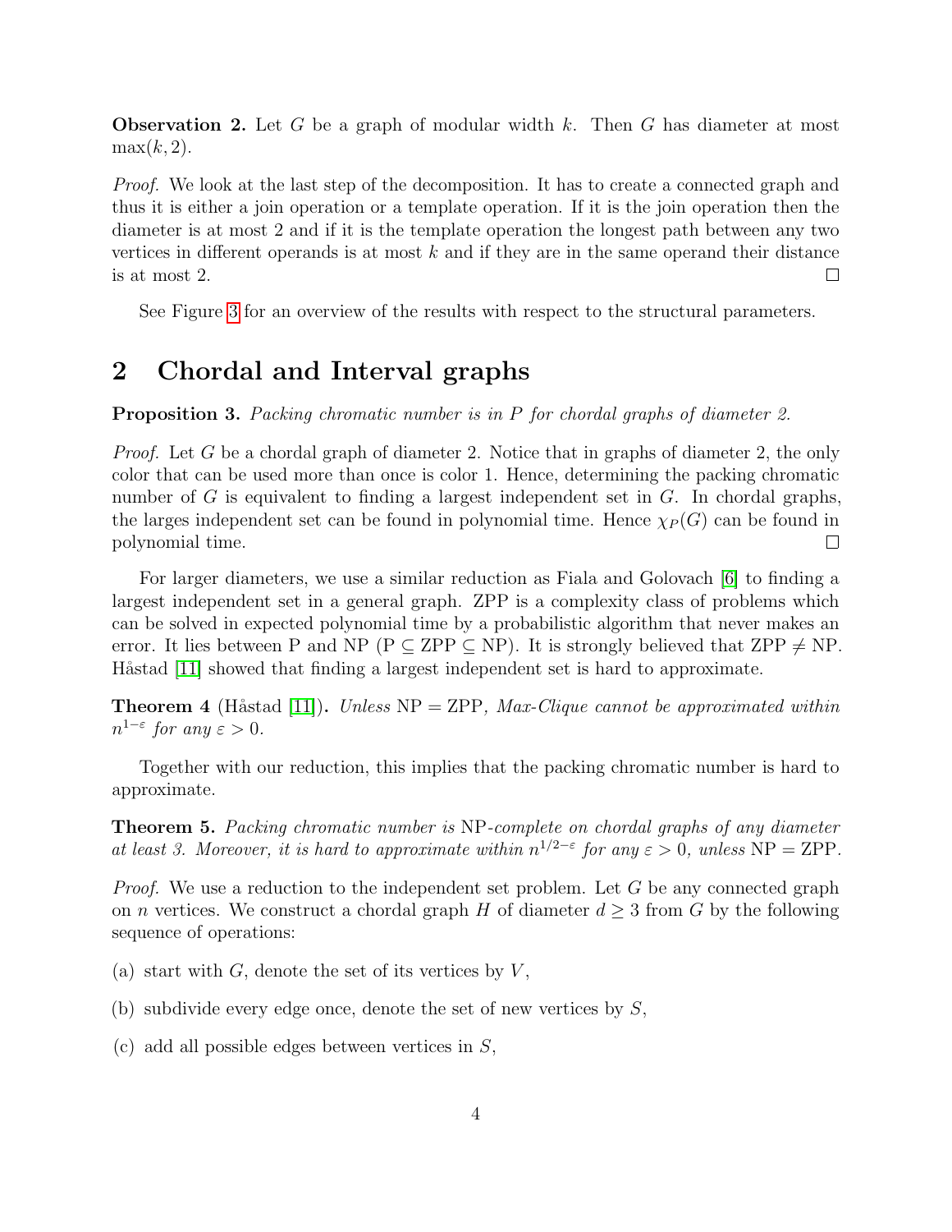**Observation 2.** Let $G$ be a graph of modular width $k$. Then $G$ has diameter at most $\max(k, 2)$.

*Proof.* We look at the last step of the decomposition. It has to create a connected graph and thus it is either a join operation or a template operation. If it is the join operation then the diameter is at most 2 and if it is the template operation the longest path between any two vertices in different operands is at most $k$ and if they are in the same operand their distance is at most 2. □

See Figure 3 for an overview of the results with respect to the structural parameters.

## 2 Chordal and Interval graphs

**Proposition 3.** *Packing chromatic number is in P for chordal graphs of diameter 2.*

*Proof.* Let $G$ be a chordal graph of diameter 2. Notice that in graphs of diameter 2, the only color that can be used more than once is color 1. Hence, determining the packing chromatic number of $G$ is equivalent to finding a largest independent set in $G$. In chordal graphs, the larges independent set can be found in polynomial time. Hence $\chi_P(G)$ can be found in polynomial time. □

For larger diameters, we use a similar reduction as Fiala and Golovach [6] to finding a largest independent set in a general graph. ZPP is a complexity class of problems which can be solved in expected polynomial time by a probabilistic algorithm that never makes an error. It lies between P and NP (P $\subseteq$ ZPP $\subseteq$ NP). It is strongly believed that ZPP $\neq$ NP. Håstad [11] showed that finding a largest independent set is hard to approximate.

**Theorem 4** (Håstad [11])**.** *Unless* NP = ZPP*, Max-Clique cannot be approximated within* $n^{1-\varepsilon}$ *for any* $\varepsilon > 0$.

Together with our reduction, this implies that the packing chromatic number is hard to approximate.

**Theorem 5.** *Packing chromatic number is* NP*-complete on chordal graphs of any diameter at least 3. Moreover, it is hard to approximate within* $n^{1/2-\varepsilon}$ *for any* $\varepsilon > 0$*, unless* NP = ZPP.

*Proof.* We use a reduction to the independent set problem. Let $G$ be any connected graph on $n$ vertices. We construct a chordal graph $H$ of diameter $d \geq 3$ from $G$ by the following sequence of operations:

(a) start with $G$, denote the set of its vertices by $V$,

(b) subdivide every edge once, denote the set of new vertices by $S$,

(c) add all possible edges between vertices in $S$,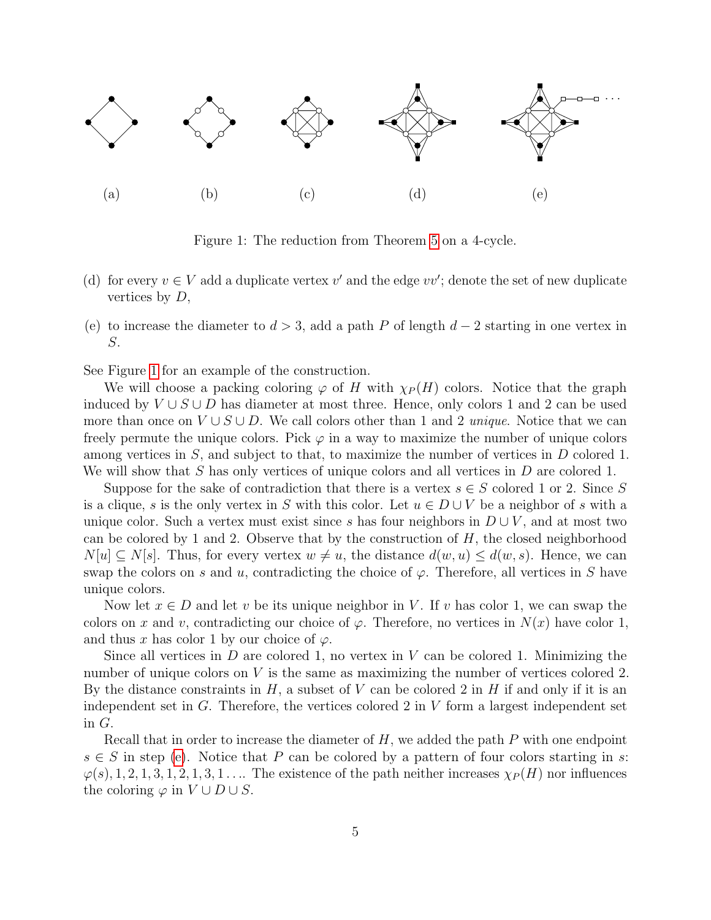(a) (b) (c) (d) (e)

Figure 1: The reduction from Theorem 5 on a 4-cycle.

(d) for every $v \in V$ add a duplicate vertex $v'$ and the edge $vv'$; denote the set of new duplicate vertices by $D$,

(e) to increase the diameter to $d > 3$, add a path $P$ of length $d - 2$ starting in one vertex in $S$.

See Figure 1 for an example of the construction.

We will choose a packing coloring $\varphi$ of $H$ with $\chi_P(H)$ colors. Notice that the graph induced by $V \cup S \cup D$ has diameter at most three. Hence, only colors 1 and 2 can be used more than once on $V \cup S \cup D$. We call colors other than 1 and 2 *unique*. Notice that we can freely permute the unique colors. Pick $\varphi$ in a way to maximize the number of unique colors among vertices in $S$, and subject to that, to maximize the number of vertices in $D$ colored 1. We will show that $S$ has only vertices of unique colors and all vertices in $D$ are colored 1.

Suppose for the sake of contradiction that there is a vertex $s \in S$ colored 1 or 2. Since $S$ is a clique, $s$ is the only vertex in $S$ with this color. Let $u \in D \cup V$ be a neighbor of $s$ with a unique color. Such a vertex must exist since $s$ has four neighbors in $D \cup V$, and at most two can be colored by 1 and 2. Observe that by the construction of $H$, the closed neighborhood $N[u] \subseteq N[s]$. Thus, for every vertex $w \neq u$, the distance $d(w, u) \leq d(w, s)$. Hence, we can swap the colors on $s$ and $u$, contradicting the choice of $\varphi$. Therefore, all vertices in $S$ have unique colors.

Now let $x \in D$ and let $v$ be its unique neighbor in $V$. If $v$ has color 1, we can swap the colors on $x$ and $v$, contradicting our choice of $\varphi$. Therefore, no vertices in $N(x)$ have color 1, and thus $x$ has color 1 by our choice of $\varphi$.

Since all vertices in $D$ are colored 1, no vertex in $V$ can be colored 1. Minimizing the number of unique colors on $V$ is the same as maximizing the number of vertices colored 2. By the distance constraints in $H$, a subset of $V$ can be colored 2 in $H$ if and only if it is an independent set in $G$. Therefore, the vertices colored 2 in $V$ form a largest independent set in $G$.

Recall that in order to increase the diameter of $H$, we added the path $P$ with one endpoint $s \in S$ in step (e). Notice that $P$ can be colored by a pattern of four colors starting in $s$: $\varphi(s), 1, 2, 1, 3, 1, 2, 1, 3, 1 \ldots$. The existence of the path neither increases $\chi_P(H)$ nor influences the coloring $\varphi$ in $V \cup D \cup S$.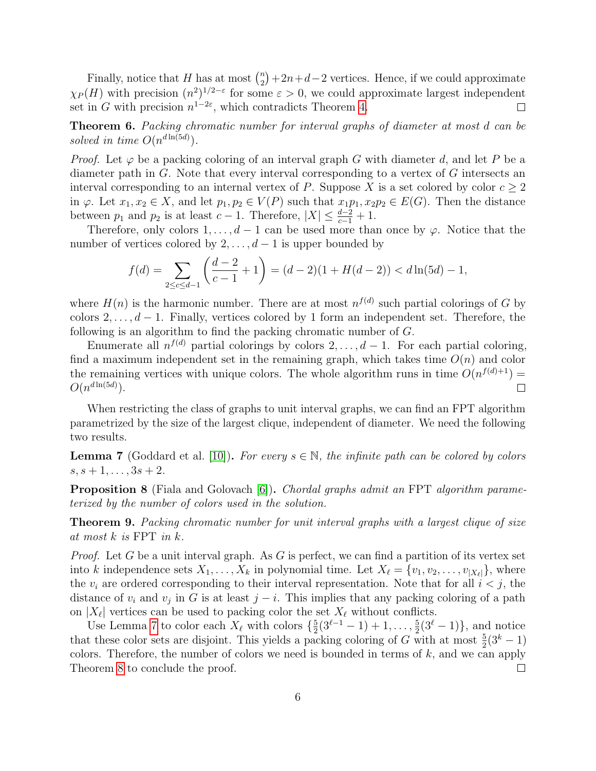Finally, notice that $H$ has at most $\binom{n}{2}+2n+d-2$ vertices. Hence, if we could approximate $\chi_P(H)$ with precision $(n^2)^{1/2-\varepsilon}$ for some $\varepsilon > 0$, we could approximate largest independent set in $G$ with precision $n^{1-2\varepsilon}$, which contradicts Theorem 4. □

**Theorem 6.** *Packing chromatic number for interval graphs of diameter at most $d$ can be solved in time $O(n^{d \ln(5d)})$.*

*Proof.* Let $\varphi$ be a packing coloring of an interval graph $G$ with diameter $d$, and let $P$ be a diameter path in $G$. Note that every interval corresponding to a vertex of $G$ intersects an interval corresponding to an internal vertex of $P$. Suppose $X$ is a set colored by color $c \geq 2$ in $\varphi$. Let $x_1, x_2 \in X$, and let $p_1, p_2 \in V(P)$ such that $x_1p_1, x_2p_2 \in E(G)$. Then the distance between $p_1$ and $p_2$ is at least $c-1$. Therefore, $|X| \leq \frac{d-2}{c-1} + 1$.

Therefore, only colors $1, \dots, d-1$ can be used more than once by $\varphi$. Notice that the number of vertices colored by $2, \dots, d-1$ is upper bounded by

$$f(d) = \sum_{2 \leq c \leq d-1} \left( \frac{d-2}{c-1} + 1 \right) = (d-2)(1 + H(d-2)) < d \ln(5d) - 1,$$

where $H(n)$ is the harmonic number. There are at most $n^{f(d)}$ such partial colorings of $G$ by colors $2, \dots, d-1$. Finally, vertices colored by 1 form an independent set. Therefore, the following is an algorithm to find the packing chromatic number of $G$.

Enumerate all $n^{f(d)}$ partial colorings by colors $2, \dots, d-1$. For each partial coloring, find a maximum independent set in the remaining graph, which takes time $O(n)$ and color the remaining vertices with unique colors. The whole algorithm runs in time $O(n^{f(d)+1}) = O(n^{d \ln(5d)})$. □

When restricting the class of graphs to unit interval graphs, we can find an FPT algorithm parametrized by the size of the largest clique, independent of diameter. We need the following two results.

**Lemma 7** (Goddard et al. [10]). *For every $s \in \mathbb{N}$, the infinite path can be colored by colors $s, s+1, \dots, 3s+2$.*

**Proposition 8** (Fiala and Golovach [6]). *Chordal graphs admit an* FPT *algorithm parameterized by the number of colors used in the solution.*

**Theorem 9.** *Packing chromatic number for unit interval graphs with a largest clique of size at most $k$ is* FPT *in $k$.*

*Proof.* Let $G$ be a unit interval graph. As $G$ is perfect, we can find a partition of its vertex set into $k$ independence sets $X_1, \dots, X_k$ in polynomial time. Let $X_\ell = \{v_1, v_2, \dots, v_{|X_\ell|}\}$, where the $v_i$ are ordered corresponding to their interval representation. Note that for all $i < j$, the distance of $v_i$ and $v_j$ in $G$ is at least $j - i$. This implies that any packing coloring of a path on $|X_\ell|$ vertices can be used to packing color the set $X_\ell$ without conflicts.

Use Lemma 7 to color each $X_\ell$ with colors $\{\frac{5}{2}(3^{\ell-1}-1)+1, \dots, \frac{5}{2}(3^{\ell}-1)\}$, and notice that these color sets are disjoint. This yields a packing coloring of $G$ with at most $\frac{5}{2}(3^k - 1)$ colors. Therefore, the number of colors we need is bounded in terms of $k$, and we can apply Theorem 8 to conclude the proof. □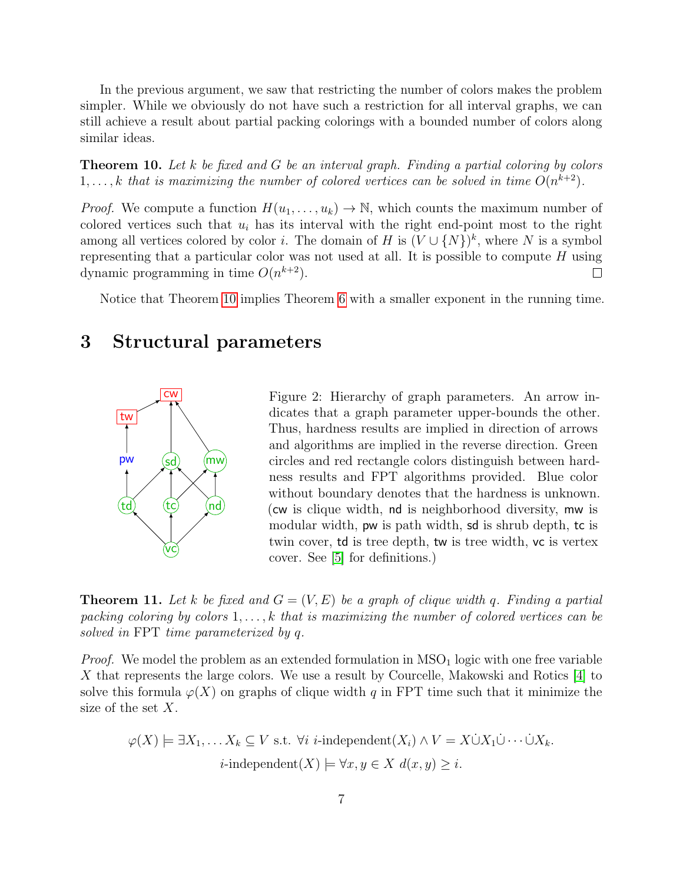In the previous argument, we saw that restricting the number of colors makes the problem simpler. While we obviously do not have such a restriction for all interval graphs, we can still achieve a result about partial packing colorings with a bounded number of colors along similar ideas.

**Theorem 10.** *Let $k$ be fixed and $G$ be an interval graph. Finding a partial coloring by colors $1, \ldots, k$ that is maximizing the number of colored vertices can be solved in time $O(n^{k+2})$.*

*Proof.* We compute a function $H(u_1, \ldots, u_k) \to \mathbb{N}$, which counts the maximum number of colored vertices such that $u_i$ has its interval with the right end-point most to the right among all vertices colored by color $i$. The domain of $H$ is $(V \cup \{N\})^k$, where $N$ is a symbol representing that a particular color was not used at all. It is possible to compute $H$ using dynamic programming in time $O(n^{k+2})$. □

Notice that Theorem 10 implies Theorem 6 with a smaller exponent in the running time.

# 3 Structural parameters

cw
tw
pw
sd
mw
td
tc
nd
vc

Figure 2: Hierarchy of graph parameters. An arrow indicates that a graph parameter upper-bounds the other. Thus, hardness results are implied in direction of arrows and algorithms are implied in the reverse direction. Green circles and red rectangle colors distinguish between hardness results and FPT algorithms provided. Blue color without boundary denotes that the hardness is unknown. (cw is clique width, nd is neighborhood diversity, mw is modular width, pw is path width, sd is shrub depth, tc is twin cover, td is tree depth, tw is tree width, vc is vertex cover. See [5] for definitions.)

**Theorem 11.** *Let $k$ be fixed and $G = (V, E)$ be a graph of clique width $q$. Finding a partial packing coloring by colors $1, \ldots, k$ that is maximizing the number of colored vertices can be solved in* FPT *time parameterized by $q$.*

*Proof.* We model the problem as an extended formulation in $\text{MSO}_1$ logic with one free variable $X$ that represents the large colors. We use a result by Courcelle, Makowski and Rotics [4] to solve this formula $\varphi(X)$ on graphs of clique width $q$ in FPT time such that it minimize the size of the set $X$.

$$\varphi(X) \models \exists X_1, \ldots X_k \subseteq V \text{ s.t. } \forall i \; i\text{-independent}(X_i) \wedge V = X \dot\cup X_1 \dot\cup \cdots \dot\cup X_k.$$

$$i\text{-independent}(X) \models \forall x, y \in X \; d(x, y) \geq i.$$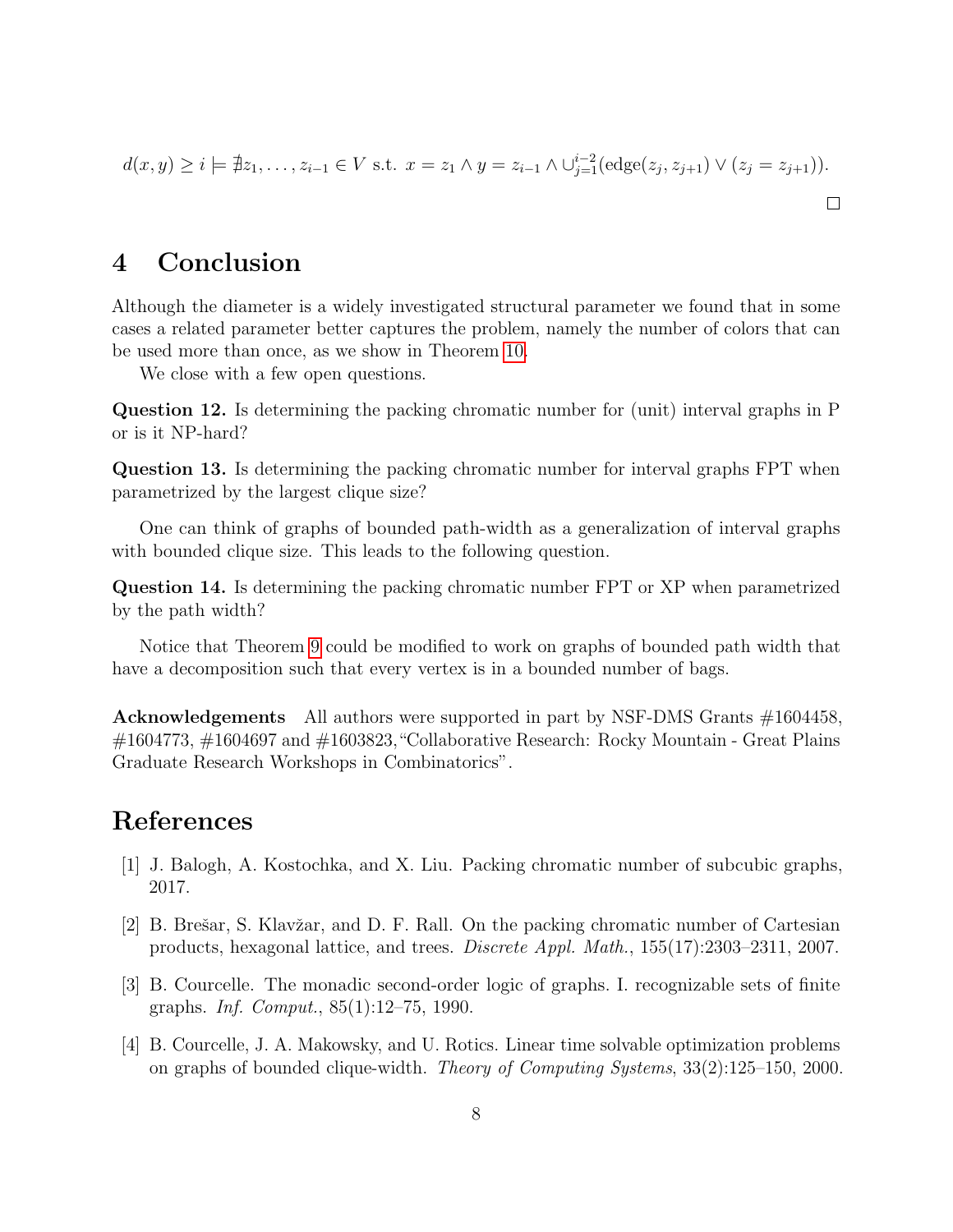$$d(x,y) \geq i \models \nexists z_1, \ldots, z_{i-1} \in V \text{ s.t. } x = z_1 \wedge y = z_{i-1} \wedge \cup_{j=1}^{i-2} (\text{edge}(z_j, z_{j+1}) \vee (z_j = z_{j+1})).$$

□

# 4 Conclusion

Although the diameter is a widely investigated structural parameter we found that in some cases a related parameter better captures the problem, namely the number of colors that can be used more than once, as we show in Theorem 10.

We close with a few open questions.

**Question 12.** Is determining the packing chromatic number for (unit) interval graphs in P or is it NP-hard?

**Question 13.** Is determining the packing chromatic number for interval graphs FPT when parametrized by the largest clique size?

One can think of graphs of bounded path-width as a generalization of interval graphs with bounded clique size. This leads to the following question.

**Question 14.** Is determining the packing chromatic number FPT or XP when parametrized by the path width?

Notice that Theorem 9 could be modified to work on graphs of bounded path width that have a decomposition such that every vertex is in a bounded number of bags.

**Acknowledgements** All authors were supported in part by NSF-DMS Grants #1604458, #1604773, #1604697 and #1603823, "Collaborative Research: Rocky Mountain - Great Plains Graduate Research Workshops in Combinatorics".

# References

[1] J. Balogh, A. Kostochka, and X. Liu. Packing chromatic number of subcubic graphs, 2017.

[2] B. Brešar, S. Klavžar, and D. F. Rall. On the packing chromatic number of Cartesian products, hexagonal lattice, and trees. *Discrete Appl. Math.*, 155(17):2303–2311, 2007.

[3] B. Courcelle. The monadic second-order logic of graphs. I. recognizable sets of finite graphs. *Inf. Comput.*, 85(1):12–75, 1990.

[4] B. Courcelle, J. A. Makowsky, and U. Rotics. Linear time solvable optimization problems on graphs of bounded clique-width. *Theory of Computing Systems*, 33(2):125–150, 2000.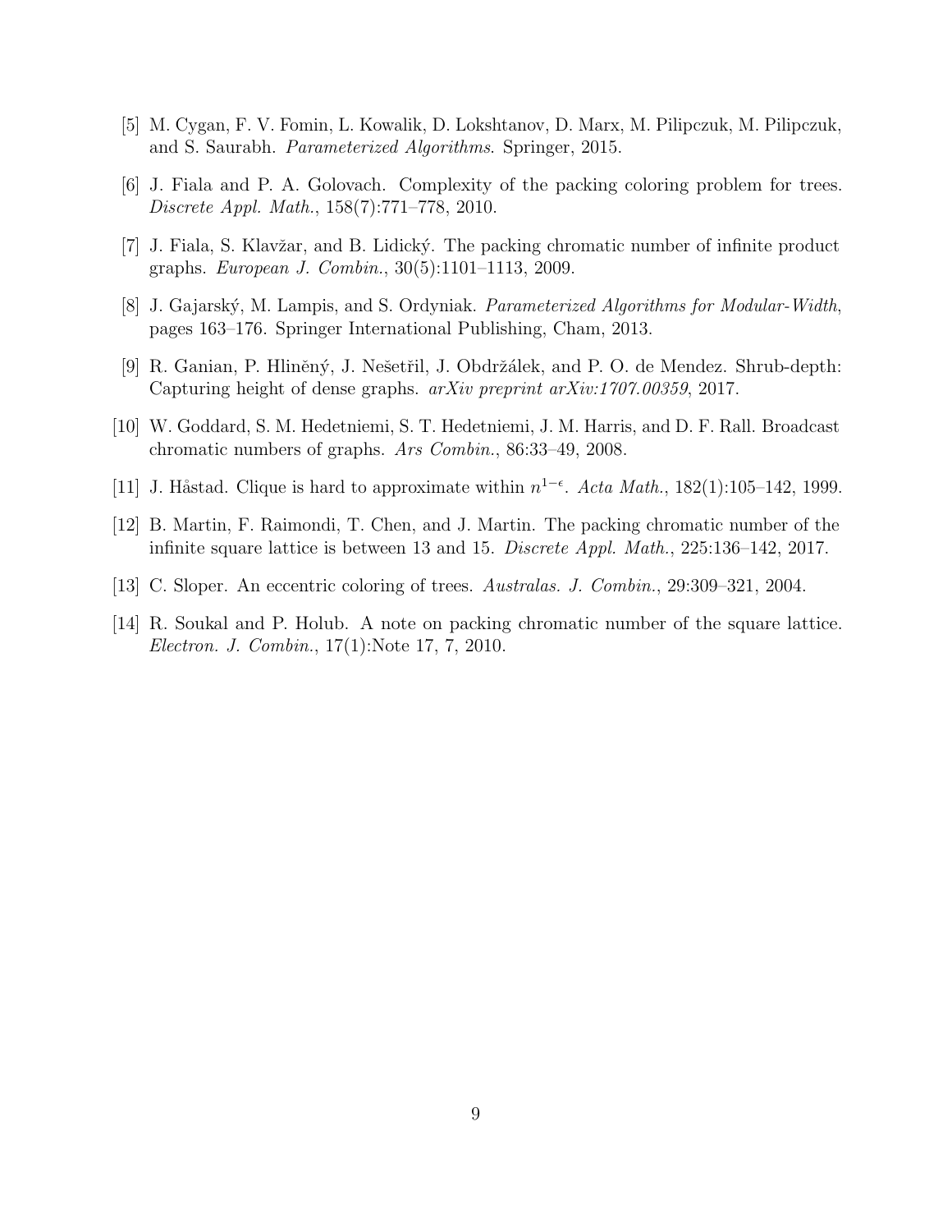[5] M. Cygan, F. V. Fomin, L. Kowalik, D. Lokshtanov, D. Marx, M. Pilipczuk, M. Pilipczuk, and S. Saurabh. *Parameterized Algorithms*. Springer, 2015.

[6] J. Fiala and P. A. Golovach. Complexity of the packing coloring problem for trees. *Discrete Appl. Math.*, 158(7):771–778, 2010.

[7] J. Fiala, S. Klavžar, and B. Lidický. The packing chromatic number of infinite product graphs. *European J. Combin.*, 30(5):1101–1113, 2009.

[8] J. Gajarský, M. Lampis, and S. Ordyniak. *Parameterized Algorithms for Modular-Width*, pages 163–176. Springer International Publishing, Cham, 2013.

[9] R. Ganian, P. Hliněný, J. Nešetřil, J. Obdržálek, and P. O. de Mendez. Shrub-depth: Capturing height of dense graphs. *arXiv preprint arXiv:1707.00359*, 2017.

[10] W. Goddard, S. M. Hedetniemi, S. T. Hedetniemi, J. M. Harris, and D. F. Rall. Broadcast chromatic numbers of graphs. *Ars Combin.*, 86:33–49, 2008.

[11] J. Håstad. Clique is hard to approximate within $n^{1-\epsilon}$. *Acta Math.*, 182(1):105–142, 1999.

[12] B. Martin, F. Raimondi, T. Chen, and J. Martin. The packing chromatic number of the infinite square lattice is between 13 and 15. *Discrete Appl. Math.*, 225:136–142, 2017.

[13] C. Sloper. An eccentric coloring of trees. *Australas. J. Combin.*, 29:309–321, 2004.

[14] R. Soukal and P. Holub. A note on packing chromatic number of the square lattice. *Electron. J. Combin.*, 17(1):Note 17, 7, 2010.